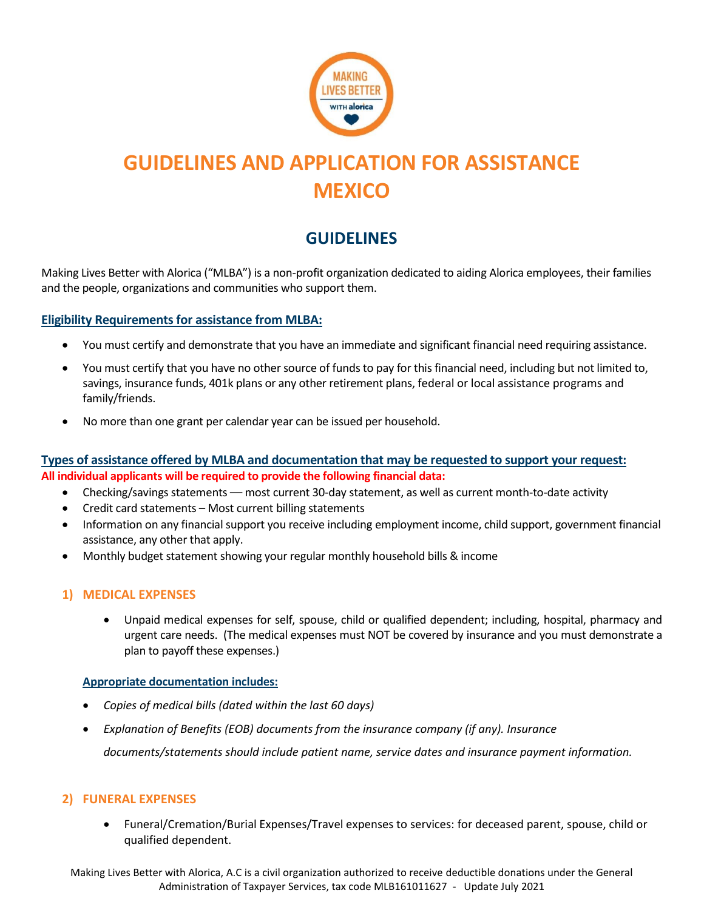# GUIDELINES AND APPLICATION FOR ASSISTANCE MEXICO

## GUIDELINES

Making Lives Better with Alorica ("MLBA") is a non-profit organization dedicated to aiding Alorica employees, their families and the people, organizations and communities who support them.

**Eligibility Requirements for assistance from MLBA:**

- You must certify and demonstrate that you have an immediate and significant financial need requiring assistance.
- You must certify that you have no other source of funds to pay for this financial need, including but not limited to, savings, insurance funds, 401k plans or any other retirement plans, federal or local assistance programs and family/friends.
- No more than one grant per calendar year can be issued per household.

**Types of assistance offered by MLBA and documentation that may be requested to support your request:**

**All individual applicants will be required to provide the following financial data:**

- Checking/savings statements — most current 30-day statement, as well as current month-to-date activity
- Credit card statements – Most current billing statements
- Information on any financial support you receive including employment income, child support, government financial assistance, any other that apply.
- Monthly budget statement showing your regular monthly household bills & income

### 1) MEDICAL EXPENSES

- Unpaid medical expenses for self, spouse, child or qualified dependent; including, hospital, pharmacy and urgent care needs. (The medical expenses must NOT be covered by insurance and you must demonstrate a plan to payoff these expenses.)

**Appropriate documentation includes:**

- *Copies of medical bills (dated within the last 60 days)*
- *Explanation of Benefits (EOB) documents from the insurance company (if any). Insurance documents/statements should include patient name, service dates and insurance payment information.*

### 2) FUNERAL EXPENSES

- Funeral/Cremation/Burial Expenses/Travel expenses to services: for deceased parent, spouse, child or qualified dependent.

Making Lives Better with Alorica, A.C is a civil organization authorized to receive deductible donations under the General Administration of Taxpayer Services, tax code MLB161011627 - Update July 2021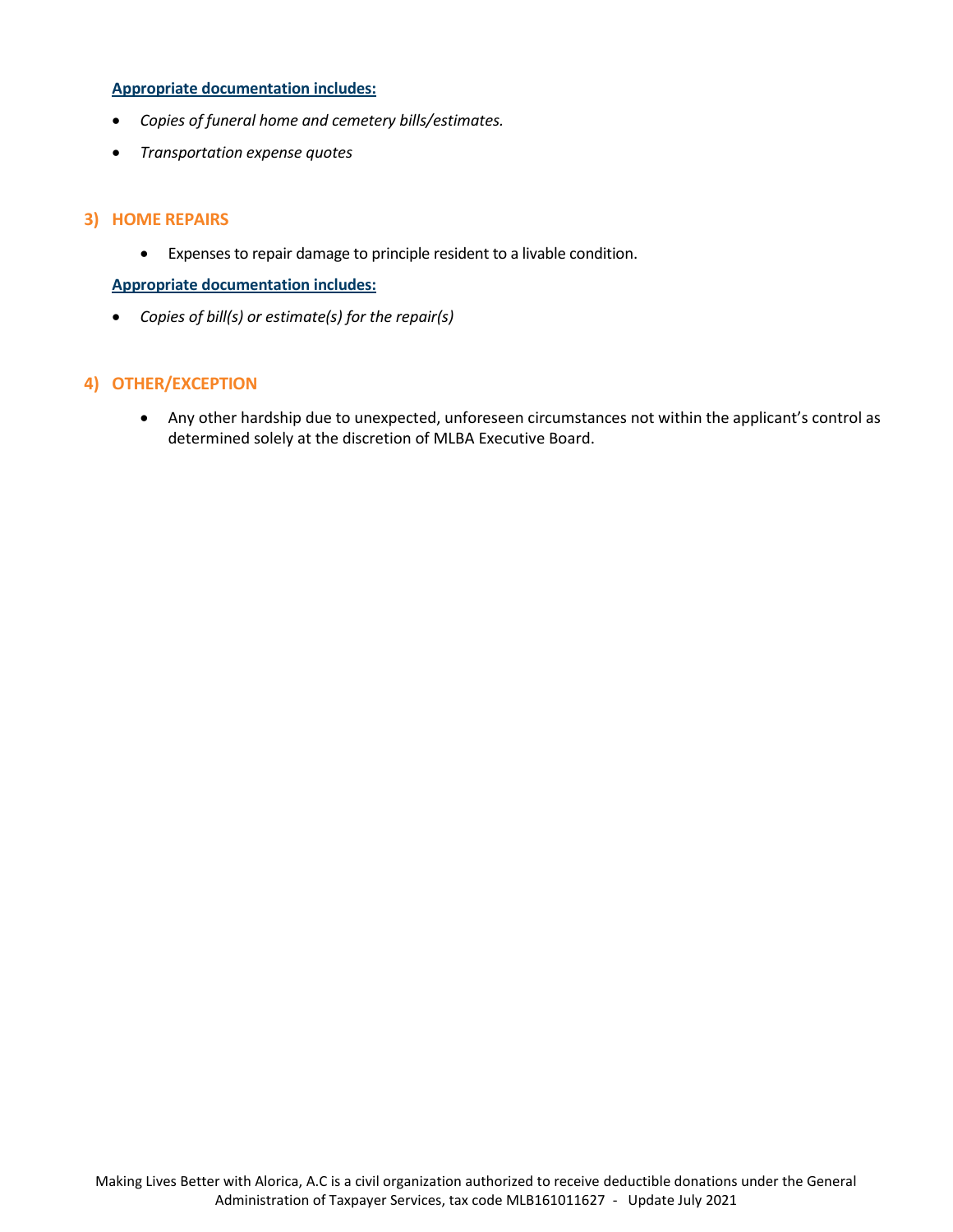**Appropriate documentation includes:**

- *Copies of funeral home and cemetery bills/estimates.*
- *Transportation expense quotes*

## 3) HOME REPAIRS

- Expenses to repair damage to principle resident to a livable condition.

**Appropriate documentation includes:**

- *Copies of bill(s) or estimate(s) for the repair(s)*

## 4) OTHER/EXCEPTION

- Any other hardship due to unexpected, unforeseen circumstances not within the applicant's control as determined solely at the discretion of MLBA Executive Board.

Making Lives Better with Alorica, A.C is a civil organization authorized to receive deductible donations under the General Administration of Taxpayer Services, tax code MLB161011627 - Update July 2021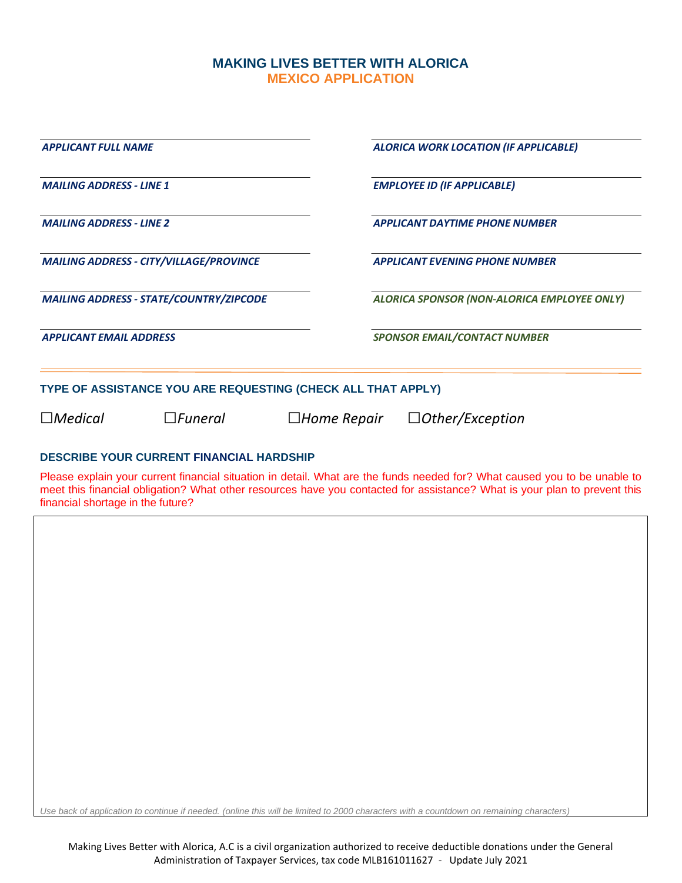# MAKING LIVES BETTER WITH ALORICA
## MEXICO APPLICATION

| | |
|---|---|
| *APPLICANT FULL NAME* | *ALORICA WORK LOCATION (IF APPLICABLE)* |
| *MAILING ADDRESS - LINE 1* | *EMPLOYEE ID (IF APPLICABLE)* |
| *MAILING ADDRESS - LINE 2* | *APPLICANT DAYTIME PHONE NUMBER* |
| *MAILING ADDRESS - CITY/VILLAGE/PROVINCE* | *APPLICANT EVENING PHONE NUMBER* |
| *MAILING ADDRESS - STATE/COUNTRY/ZIPCODE* | *ALORICA SPONSOR (NON-ALORICA EMPLOYEE ONLY)* |
| *APPLICANT EMAIL ADDRESS* | *SPONSOR EMAIL/CONTACT NUMBER* |

### TYPE OF ASSISTANCE YOU ARE REQUESTING (CHECK ALL THAT APPLY)

☐*Medical* ☐*Funeral* ☐*Home Repair* ☐*Other/Exception*

### DESCRIBE YOUR CURRENT FINANCIAL HARDSHIP

Please explain your current financial situation in detail. What are the funds needed for? What caused you to be unable to meet this financial obligation? What other resources have you contacted for assistance? What is your plan to prevent this financial shortage in the future?

*Use back of application to continue if needed. (online this will be limited to 2000 characters with a countdown on remaining characters)*

Making Lives Better with Alorica, A.C is a civil organization authorized to receive deductible donations under the General Administration of Taxpayer Services, tax code MLB161011627 - Update July 2021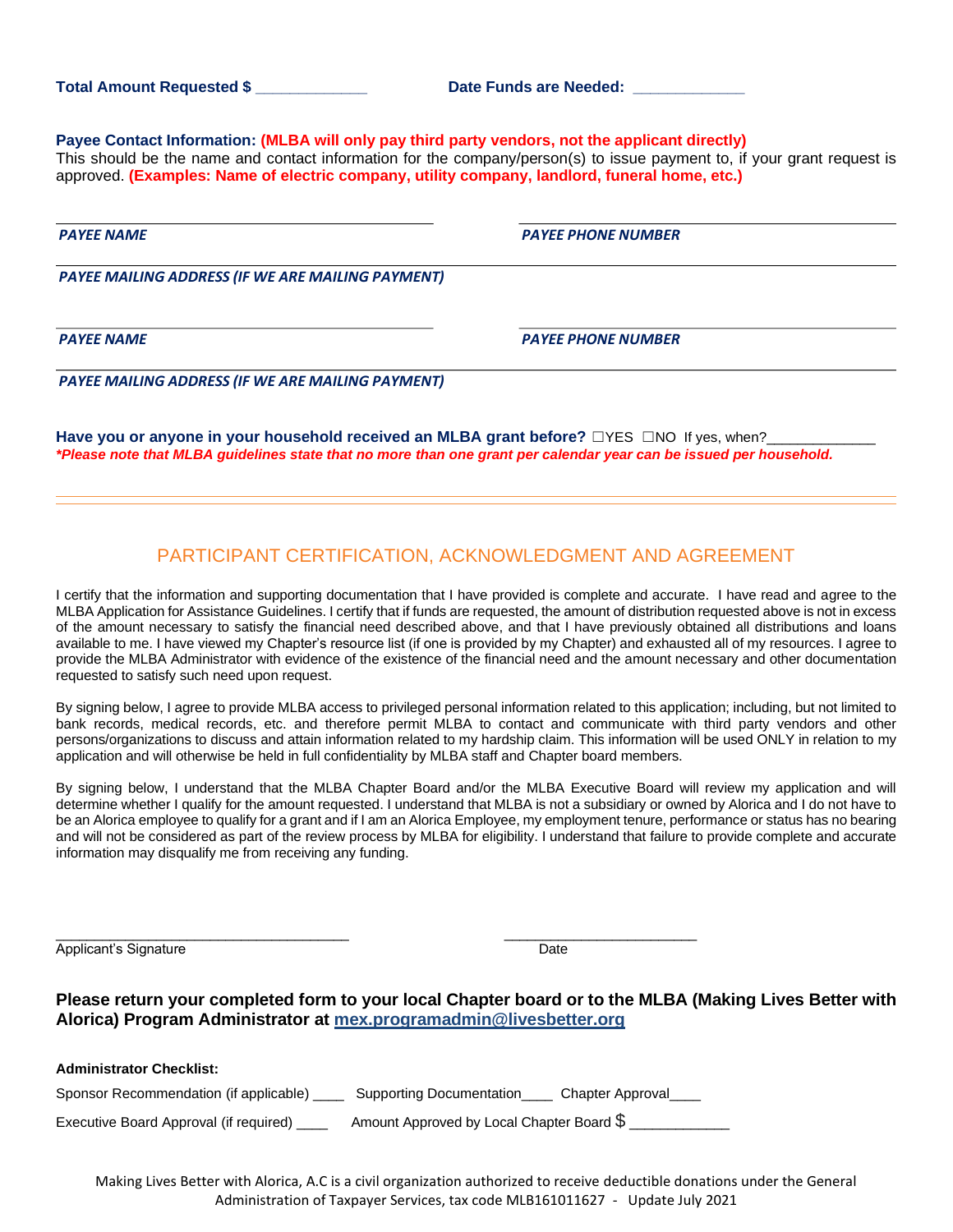**Total Amount Requested $ ____________** **Date Funds are Needed: ____________**

**Payee Contact Information: (MLBA will only pay third party vendors, not the applicant directly)**
This should be the name and contact information for the company/person(s) to issue payment to, if your grant request is approved. **(Examples: Name of electric company, utility company, landlord, funeral home, etc.)**

_______________________________________ _______________________________________

***PAYEE NAME*** ***PAYEE PHONE NUMBER***

_______________________________________________________________________________

***PAYEE MAILING ADDRESS (IF WE ARE MAILING PAYMENT)***

_______________________________________ _______________________________________

***PAYEE NAME*** ***PAYEE PHONE NUMBER***

_______________________________________________________________________________

***PAYEE MAILING ADDRESS (IF WE ARE MAILING PAYMENT)***

**Have you or anyone in your household received an MLBA grant before?** ☐YES ☐NO If yes, when?_____________
***Please note that MLBA guidelines state that no more than one grant per calendar year can be issued per household.***

## PARTICIPANT CERTIFICATION, ACKNOWLEDGMENT AND AGREEMENT

I certify that the information and supporting documentation that I have provided is complete and accurate. I have read and agree to the MLBA Application for Assistance Guidelines. I certify that if funds are requested, the amount of distribution requested above is not in excess of the amount necessary to satisfy the financial need described above, and that I have previously obtained all distributions and loans available to me. I have viewed my Chapter's resource list (if one is provided by my Chapter) and exhausted all of my resources. I agree to provide the MLBA Administrator with evidence of the existence of the financial need and the amount necessary and other documentation requested to satisfy such need upon request.

By signing below, I agree to provide MLBA access to privileged personal information related to this application; including, but not limited to bank records, medical records, etc. and therefore permit MLBA to contact and communicate with third party vendors and other persons/organizations to discuss and attain information related to my hardship claim. This information will be used ONLY in relation to my application and will otherwise be held in full confidentiality by MLBA staff and Chapter board members.

By signing below, I understand that the MLBA Chapter Board and/or the MLBA Executive Board will review my application and will determine whether I qualify for the amount requested. I understand that MLBA is not a subsidiary or owned by Alorica and I do not have to be an Alorica employee to qualify for a grant and if I am an Alorica Employee, my employment tenure, performance or status has no bearing and will not be considered as part of the review process by MLBA for eligibility. I understand that failure to provide complete and accurate information may disqualify me from receiving any funding.

_____________________________________ ________________________

Applicant's Signature Date

**Please return your completed form to your local Chapter board or to the MLBA (Making Lives Better with Alorica) Program Administrator at mex.programadmin@livesbetter.org**

**Administrator Checklist:**

Sponsor Recommendation (if applicable) ____ Supporting Documentation____ Chapter Approval____

Executive Board Approval (if required) ____ Amount Approved by Local Chapter Board $ ____________

Making Lives Better with Alorica, A.C is a civil organization authorized to receive deductible donations under the General Administration of Taxpayer Services, tax code MLB161011627 - Update July 2021